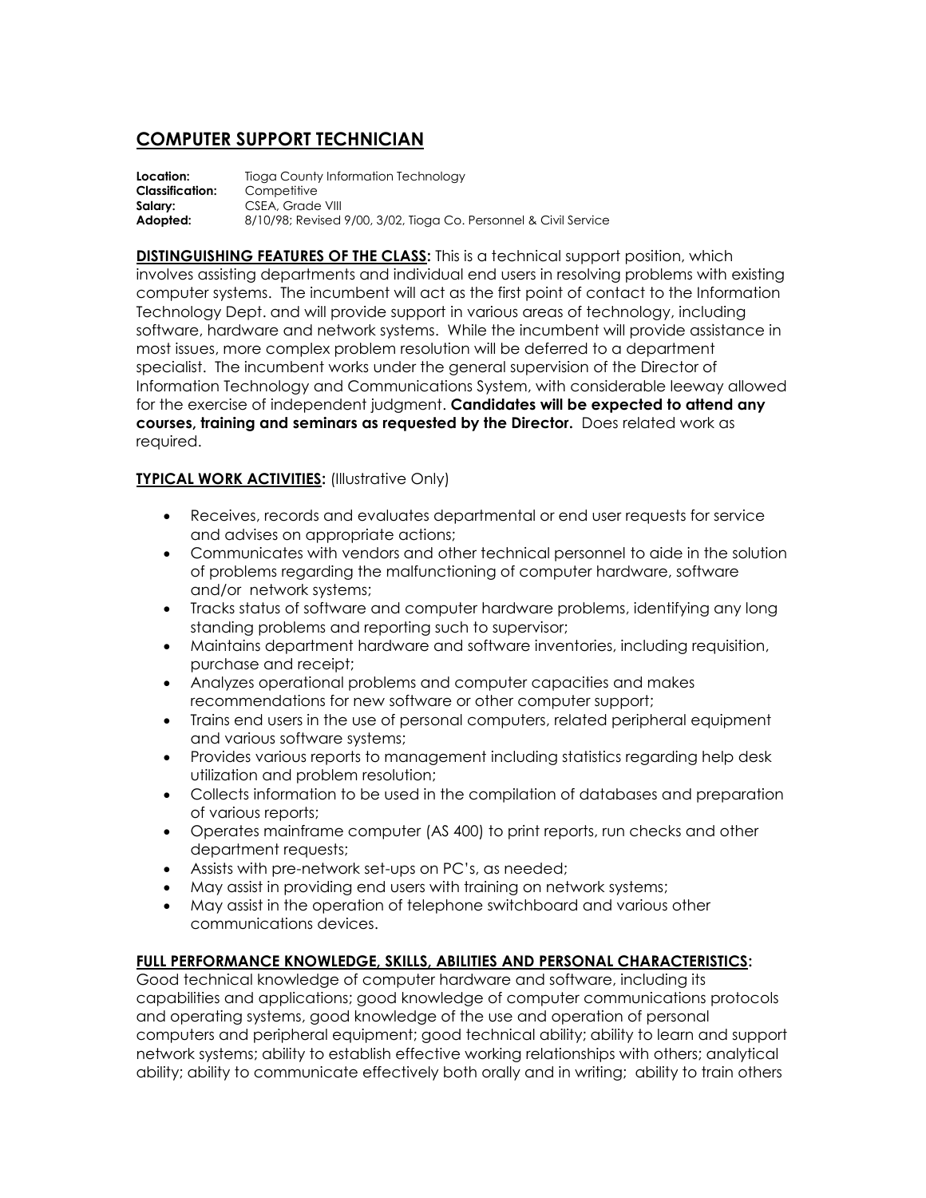# COMPUTER SUPPORT TECHNICIAN

**Location:** Tioga County Information Technology
**Classification:** Competitive
**Salary:** CSEA, Grade VIII
**Adopted:** 8/10/98; Revised 9/00, 3/02, Tioga Co. Personnel & Civil Service

**DISTINGUISHING FEATURES OF THE CLASS:** This is a technical support position, which involves assisting departments and individual end users in resolving problems with existing computer systems. The incumbent will act as the first point of contact to the Information Technology Dept. and will provide support in various areas of technology, including software, hardware and network systems. While the incumbent will provide assistance in most issues, more complex problem resolution will be deferred to a department specialist. The incumbent works under the general supervision of the Director of Information Technology and Communications System, with considerable leeway allowed for the exercise of independent judgment. **Candidates will be expected to attend any courses, training and seminars as requested by the Director.** Does related work as required.

**TYPICAL WORK ACTIVITIES:** (Illustrative Only)

- Receives, records and evaluates departmental or end user requests for service and advises on appropriate actions;
- Communicates with vendors and other technical personnel to aide in the solution of problems regarding the malfunctioning of computer hardware, software and/or network systems;
- Tracks status of software and computer hardware problems, identifying any long standing problems and reporting such to supervisor;
- Maintains department hardware and software inventories, including requisition, purchase and receipt;
- Analyzes operational problems and computer capacities and makes recommendations for new software or other computer support;
- Trains end users in the use of personal computers, related peripheral equipment and various software systems;
- Provides various reports to management including statistics regarding help desk utilization and problem resolution;
- Collects information to be used in the compilation of databases and preparation of various reports;
- Operates mainframe computer (AS 400) to print reports, run checks and other department requests;
- Assists with pre-network set-ups on PC's, as needed;
- May assist in providing end users with training on network systems;
- May assist in the operation of telephone switchboard and various other communications devices.

**FULL PERFORMANCE KNOWLEDGE, SKILLS, ABILITIES AND PERSONAL CHARACTERISTICS:**
Good technical knowledge of computer hardware and software, including its capabilities and applications; good knowledge of computer communications protocols and operating systems, good knowledge of the use and operation of personal computers and peripheral equipment; good technical ability; ability to learn and support network systems; ability to establish effective working relationships with others; analytical ability; ability to communicate effectively both orally and in writing; ability to train others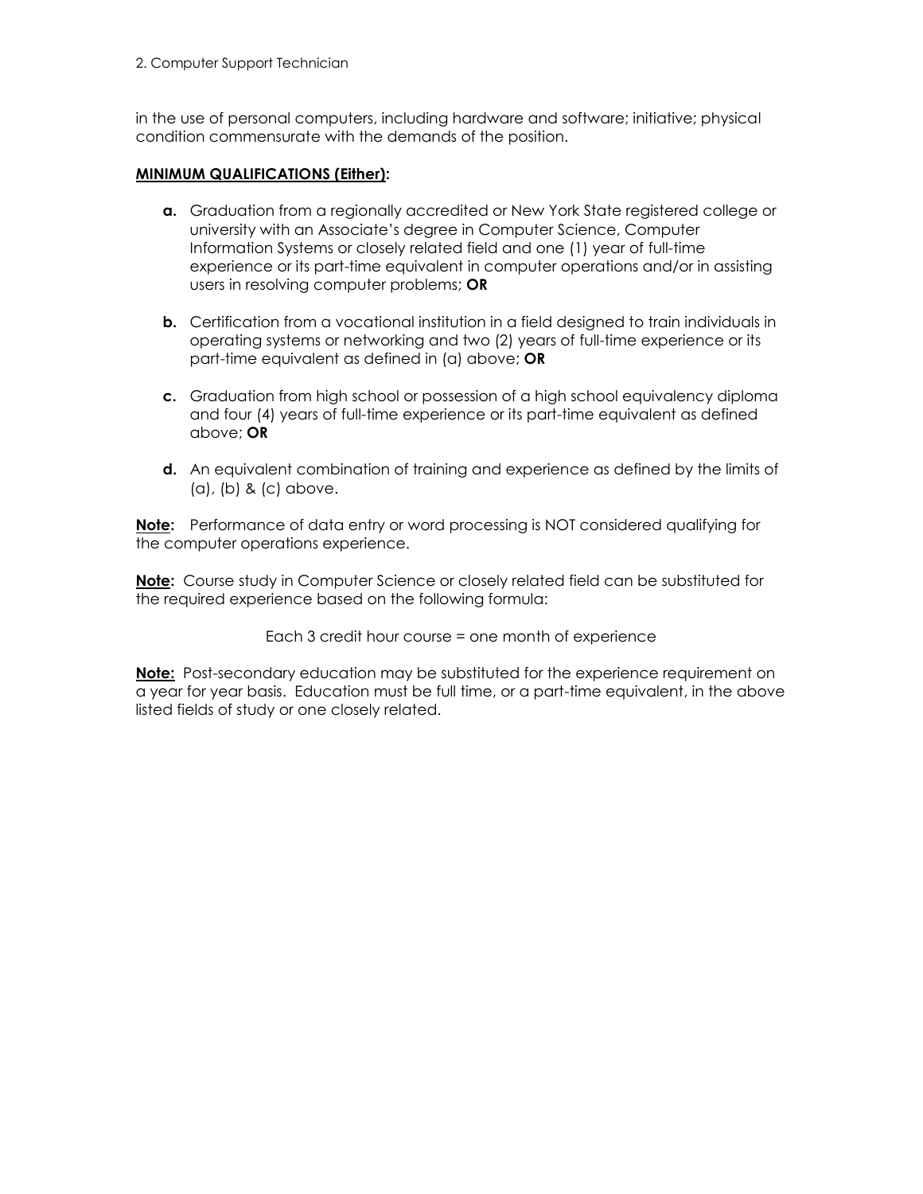in the use of personal computers, including hardware and software; initiative; physical condition commensurate with the demands of the position.

**MINIMUM QUALIFICATIONS (Either):**

**a.** Graduation from a regionally accredited or New York State registered college or university with an Associate's degree in Computer Science, Computer Information Systems or closely related field and one (1) year of full-time experience or its part-time equivalent in computer operations and/or in assisting users in resolving computer problems; **OR**

**b.** Certification from a vocational institution in a field designed to train individuals in operating systems or networking and two (2) years of full-time experience or its part-time equivalent as defined in (a) above; **OR**

**c.** Graduation from high school or possession of a high school equivalency diploma and four (4) years of full-time experience or its part-time equivalent as defined above; **OR**

**d.** An equivalent combination of training and experience as defined by the limits of (a), (b) & (c) above.

**Note:** Performance of data entry or word processing is NOT considered qualifying for the computer operations experience.

**Note:** Course study in Computer Science or closely related field can be substituted for the required experience based on the following formula:

Each 3 credit hour course = one month of experience

**Note:** Post-secondary education may be substituted for the experience requirement on a year for year basis. Education must be full time, or a part-time equivalent, in the above listed fields of study or one closely related.